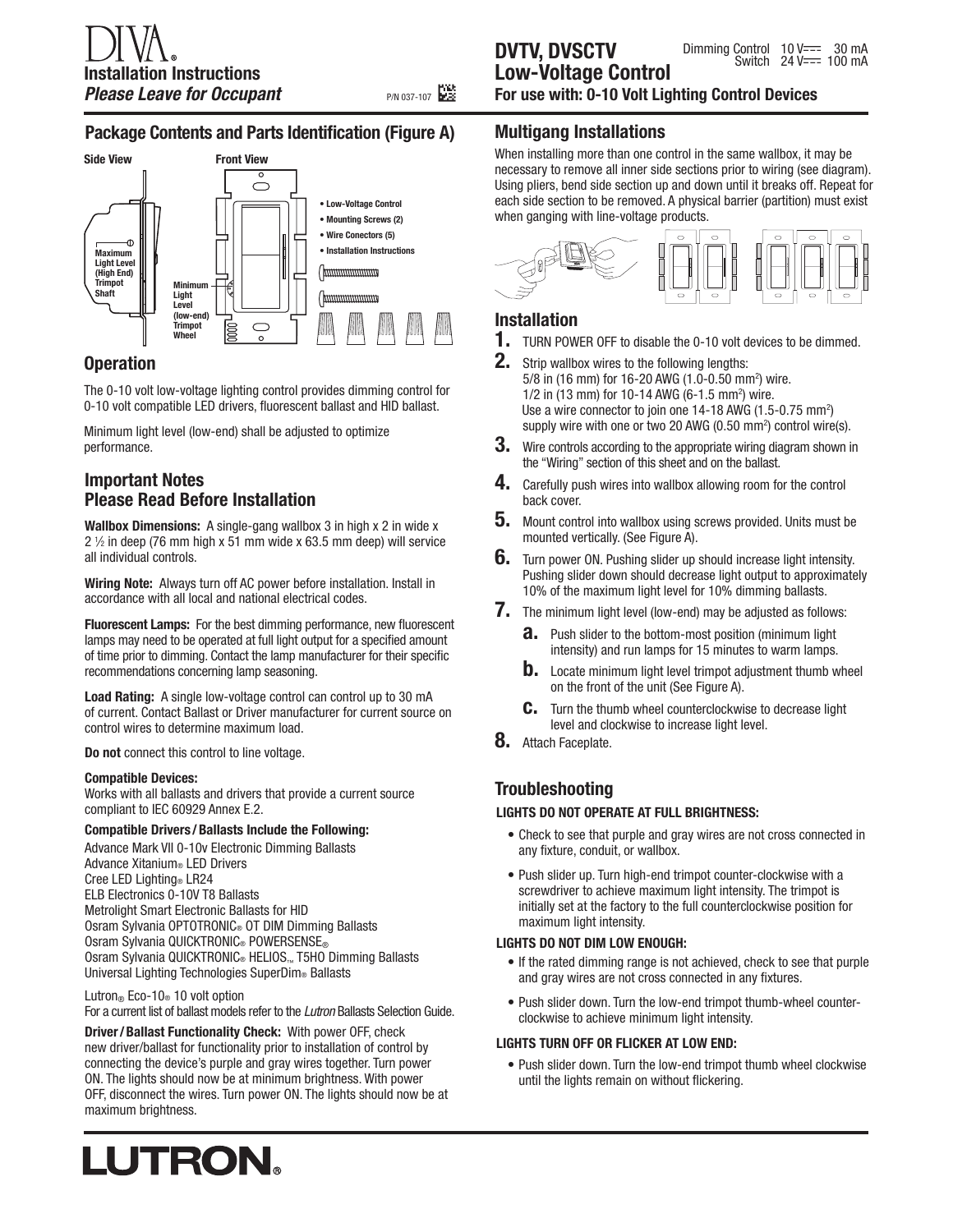# DIVA®

**Installation Instructions**

***Please Leave for Occupant***

P/N 037-107

# DVTV, DVSCTV Low-Voltage Control

Dimming Control 10 V⎓ 30 mA
Switch 24 V⎓ 100 mA

**For use with: 0-10 Volt Lighting Control Devices**

## Package Contents and Parts Identification (Figure A)

Side View — Maximum Light Level (High End) Trimpot Shaft

Front View — Minimum Light Level (low-end) Trimpot Wheel

- Low-Voltage Control
- Mounting Screws (2)
- Wire Conectors (5)
- Installation Instructions

## Operation

The 0-10 volt low-voltage lighting control provides dimming control for 0-10 volt compatible LED drivers, fluorescent ballast and HID ballast.

Minimum light level (low-end) shall be adjusted to optimize performance.

## Important Notes Please Read Before Installation

**Wallbox Dimensions:** A single-gang wallbox 3 in high x 2 in wide x 2 ½ in deep (76 mm high x 51 mm wide x 63.5 mm deep) will service all individual controls.

**Wiring Note:** Always turn off AC power before installation. Install in accordance with all local and national electrical codes.

**Fluorescent Lamps:** For the best dimming performance, new fluorescent lamps may need to be operated at full light output for a specified amount of time prior to dimming. Contact the lamp manufacturer for their specific recommendations concerning lamp seasoning.

**Load Rating:** A single low-voltage control can control up to 30 mA of current. Contact Ballast or Driver manufacturer for current source on control wires to determine maximum load.

**Do not** connect this control to line voltage.

**Compatible Devices:**
Works with all ballasts and drivers that provide a current source compliant to IEC 60929 Annex E.2.

**Compatible Drivers / Ballasts Include the Following:**

Advance Mark VII 0-10v Electronic Dimming Ballasts
Advance Xitanium® LED Drivers
Cree LED Lighting® LR24
ELB Electronics 0-10V T8 Ballasts
Metrolight Smart Electronic Ballasts for HID
Osram Sylvania OPTOTRONIC® OT DIM Dimming Ballasts
Osram Sylvania QUICKTRONIC® POWERSENSE®
Osram Sylvania QUICKTRONIC® HELIOS™ T5HO Dimming Ballasts
Universal Lighting Technologies SuperDim® Ballasts

Lutron® Eco-10® 10 volt option
For a current list of ballast models refer to the *Lutron* Ballasts Selection Guide.

**Driver / Ballast Functionality Check:** With power OFF, check new driver/ballast for functionality prior to installation of control by connecting the device's purple and gray wires together. Turn power ON. The lights should now be at minimum brightness. With power OFF, disconnect the wires. Turn power ON. The lights should now be at maximum brightness.

## Multigang Installations

When installing more than one control in the same wallbox, it may be necessary to remove all inner side sections prior to wiring (see diagram). Using pliers, bend side section up and down until it breaks off. Repeat for each side section to be removed. A physical barrier (partition) must exist when ganging with line-voltage products.

## Installation

1. TURN POWER OFF to disable the 0-10 volt devices to be dimmed.
2. Strip wallbox wires to the following lengths:
   5/8 in (16 mm) for 16-20 AWG (1.0-0.50 mm²) wire.
   1/2 in (13 mm) for 10-14 AWG (6-1.5 mm²) wire.
   Use a wire connector to join one 14-18 AWG (1.5-0.75 mm²) supply wire with one or two 20 AWG (0.50 mm²) control wire(s).
3. Wire controls according to the appropriate wiring diagram shown in the "Wiring" section of this sheet and on the ballast.
4. Carefully push wires into wallbox allowing room for the control back cover.
5. Mount control into wallbox using screws provided. Units must be mounted vertically. (See Figure A).
6. Turn power ON. Pushing slider up should increase light intensity. Pushing slider down should decrease light output to approximately 10% of the maximum light level for 10% dimming ballasts.
7. The minimum light level (low-end) may be adjusted as follows:
   a. Push slider to the bottom-most position (minimum light intensity) and run lamps for 15 minutes to warm lamps.
   b. Locate minimum light level trimpot adjustment thumb wheel on the front of the unit (See Figure A).
   c. Turn the thumb wheel counterclockwise to decrease light level and clockwise to increase light level.
8. Attach Faceplate.

## Troubleshooting

**LIGHTS DO NOT OPERATE AT FULL BRIGHTNESS:**

- Check to see that purple and gray wires are not cross connected in any fixture, conduit, or wallbox.
- Push slider up. Turn high-end trimpot counter-clockwise with a screwdriver to achieve maximum light intensity. The trimpot is initially set at the factory to the full counterclockwise position for maximum light intensity.

**LIGHTS DO NOT DIM LOW ENOUGH:**

- If the rated dimming range is not achieved, check to see that purple and gray wires are not cross connected in any fixtures.
- Push slider down. Turn the low-end trimpot thumb-wheel counter-clockwise to achieve minimum light intensity.

**LIGHTS TURN OFF OR FLICKER AT LOW END:**

- Push slider down. Turn the low-end trimpot thumb wheel clockwise until the lights remain on without flickering.

**LUTRON®**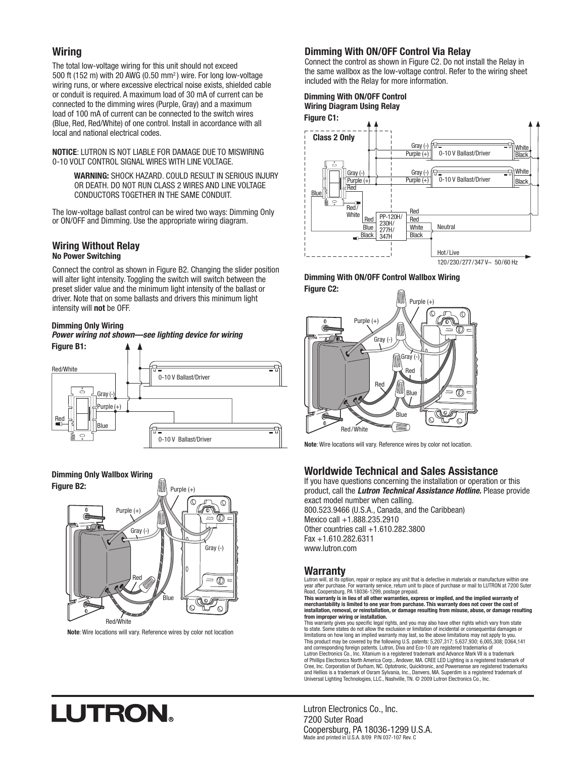## Wiring

The total low-voltage wiring for this unit should not exceed 500 ft (152 m) with 20 AWG (0.50 mm²) wire. For long low-voltage wiring runs, or where excessive electrical noise exists, shielded cable or conduit is required. A maximum load of 30 mA of current can be connected to the dimming wires (Purple, Gray) and a maximum load of 100 mA of current can be connected to the switch wires (Blue, Red, Red/White) of one control. Install in accordance with all local and national electrical codes.

**NOTICE**: LUTRON IS NOT LIABLE FOR DAMAGE DUE TO MISWIRING 0-10 VOLT CONTROL SIGNAL WIRES WITH LINE VOLTAGE.

> **WARNING:** SHOCK HAZARD. COULD RESULT IN SERIOUS INJURY OR DEATH. DO NOT RUN CLASS 2 WIRES AND LINE VOLTAGE CONDUCTORS TOGETHER IN THE SAME CONDUIT.

The low-voltage ballast control can be wired two ways: Dimming Only or ON/OFF and Dimming. Use the appropriate wiring diagram.

### Wiring Without Relay
**No Power Switching**

Connect the control as shown in Figure B2. Changing the slider position will alter light intensity. Toggling the switch will switch between the preset slider value and the minimum light intensity of the ballast or driver. Note that on some ballasts and drivers this minimum light intensity will **not** be OFF.

**Dimming Only Wiring**
***Power wiring not shown—see lighting device for wiring***

**Figure B1:**

Red/White
Gray (-)
Purple (+)
Red
Blue
0-10 V Ballast/Driver
0-10 V Ballast/Driver

**Dimming Only Wallbox Wiring**

**Figure B2:**

Purple (+)
Purple (+)
Gray (-)
Gray (-)
Red
Blue
Red/White

**Note**: Wire locations will vary. Reference wires by color not location

### Dimming With ON/OFF Control Via Relay

Connect the control as shown in Figure C2. Do not install the Relay in the same wallbox as the low-voltage control. Refer to the wiring sheet included with the Relay for more information.

**Dimming With ON/OFF Control Wiring Diagram Using Relay**

**Figure C1:**

Class 2 Only
Gray (-)
Purple (+)
0-10 V Ballast/Driver
White
Black
Gray (-)
Purple (+)
Red
Gray (-)
Purple (+)
0-10 V Ballast/Driver
White
Black
Blue
Red/White
Red
Blue
Black
PP-120H/230H/277H/347H
Red
Red
White
Black
Neutral
Hot / Live
120 / 230 / 277 / 347 V~ 50 / 60 Hz

**Dimming With ON/OFF Control Wallbox Wiring**

**Figure C2:**

Purple (+)
Purple (+)
Gray (-)
Gray (-)
Red
Red
Blue
Blue
Red / White

**Note**: Wire locations will vary. Reference wires by color not location.

## Worldwide Technical and Sales Assistance

If you have questions concerning the installation or operation or this product, call the ***Lutron Technical Assistance Hotline.*** Please provide exact model number when calling.
800.523.9466 (U.S.A., Canada, and the Caribbean)
Mexico call +1.888.235.2910
Other countries call +1.610.282.3800
Fax +1.610.282.6311
www.lutron.com

## Warranty

Lutron will, at its option, repair or replace any unit that is defective in materials or manufacture within one year after purchase. For warranty service, return unit to place of purchase or mail to LUTRON at 7200 Suter Road, Coopersburg, PA 18036-1299, postage prepaid.
**This warranty is in lieu of all other warranties, express or implied, and the implied warranty of merchantability is limited to one year from purchase. This warranty does not cover the cost of installation, removal, or reinstallation, or damage resulting from misuse, abuse, or damage resulting from improper wiring or installation.**
This warranty gives you specific legal rights, and you may also have other rights which vary from state to state. Some states do not allow the exclusion or limitation of incidental or consequential damages or limitations on how long an implied warranty may last, so the above limitations may not apply to you.
This product may be covered by the following U.S. patents: 5,207,317; 5,637,930; 6,005,308; D364,141 and corresponding foreign patents. Lutron, Diva and Eco-10 are registered trademarks of Lutron Electronics Co., Inc. Xitanium is a registered trademark and Advance Mark VII is a trademark of Phillips Electronics North America Corp., Andover, MA. CREE LED Lighting is a registered trademark of Cree, Inc. Corporation of Durham, NC. Optotronic, Quicktronic, and Powersense are registered trademarks and Hellios is a trademark of Osram Sylvania, Inc., Danvers, MA. Superdim is a registered trademark of Universal Lighting Technologies, LLC., Nashville, TN. © 2009 Lutron Electronics Co., Inc.

LUTRON®

Lutron Electronics Co., Inc.
7200 Suter Road
Coopersburg, PA 18036-1299 U.S.A.
Made and printed in U.S.A. 8/09 P/N 037-107 Rev. C